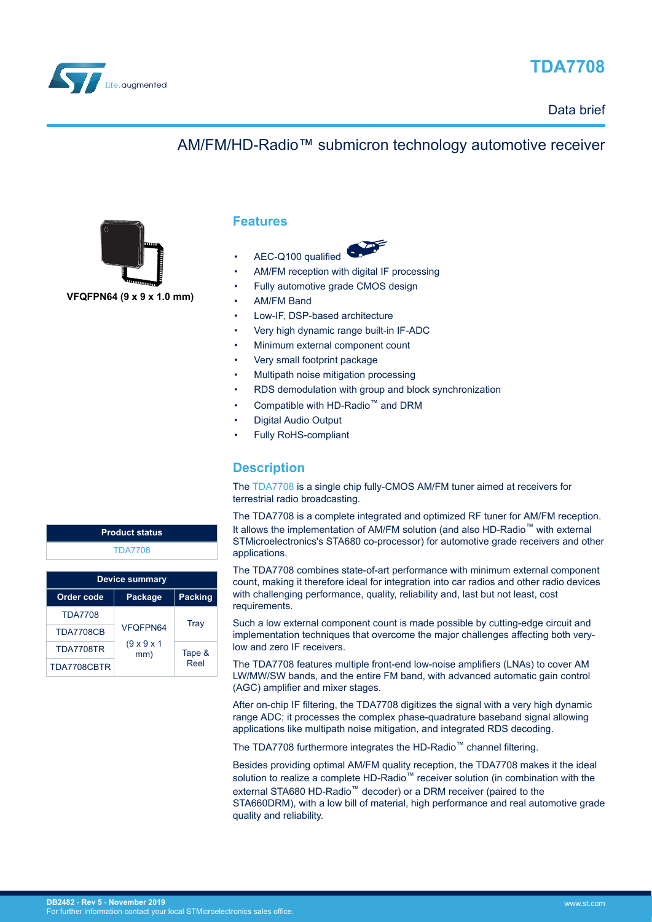# TDA7708

Data brief

## AM/FM/HD-Radio™ submicron technology automotive receiver

VFQFPN64 (9 x 9 x 1.0 mm)

## Features

- AEC-Q100 qualified
- AM/FM reception with digital IF processing
- Fully automotive grade CMOS design
- AM/FM Band
- Low-IF, DSP-based architecture
- Very high dynamic range built-in IF-ADC
- Minimum external component count
- Very small footprint package
- Multipath noise mitigation processing
- RDS demodulation with group and block synchronization
- Compatible with HD-Radio™ and DRM
- Digital Audio Output
- Fully RoHS-compliant

| Product status |
|---|
| TDA7708 |

| Device summary | | |
|---|---|---|
| **Order code** | **Package** | **Packing** |
| TDA7708 | VFQFPN64 (9 x 9 x 1 mm) | Tray |
| TDA7708CB | | |
| TDA7708TR | | Tape & Reel |
| TDA7708CBTR | | |

## Description

The TDA7708 is a single chip fully-CMOS AM/FM tuner aimed at receivers for terrestrial radio broadcasting.

The TDA7708 is a complete integrated and optimized RF tuner for AM/FM reception. It allows the implementation of AM/FM solution (and also HD-Radio™ with external STMicroelectronics's STA680 co-processor) for automotive grade receivers and other applications.

The TDA7708 combines state-of-art performance with minimum external component count, making it therefore ideal for integration into car radios and other radio devices with challenging performance, quality, reliability and, last but not least, cost requirements.

Such a low external component count is made possible by cutting-edge circuit and implementation techniques that overcome the major challenges affecting both very-low and zero IF receivers.

The TDA7708 features multiple front-end low-noise amplifiers (LNAs) to cover AM LW/MW/SW bands, and the entire FM band, with advanced automatic gain control (AGC) amplifier and mixer stages.

After on-chip IF filtering, the TDA7708 digitizes the signal with a very high dynamic range ADC; it processes the complex phase-quadrature baseband signal allowing applications like multipath noise mitigation, and integrated RDS decoding.

The TDA7708 furthermore integrates the HD-Radio™ channel filtering.

Besides providing optimal AM/FM quality reception, the TDA7708 makes it the ideal solution to realize a complete HD-Radio™ receiver solution (in combination with the external STA680 HD-Radio™ decoder) or a DRM receiver (paired to the STA660DRM), with a low bill of material, high performance and real automotive grade quality and reliability.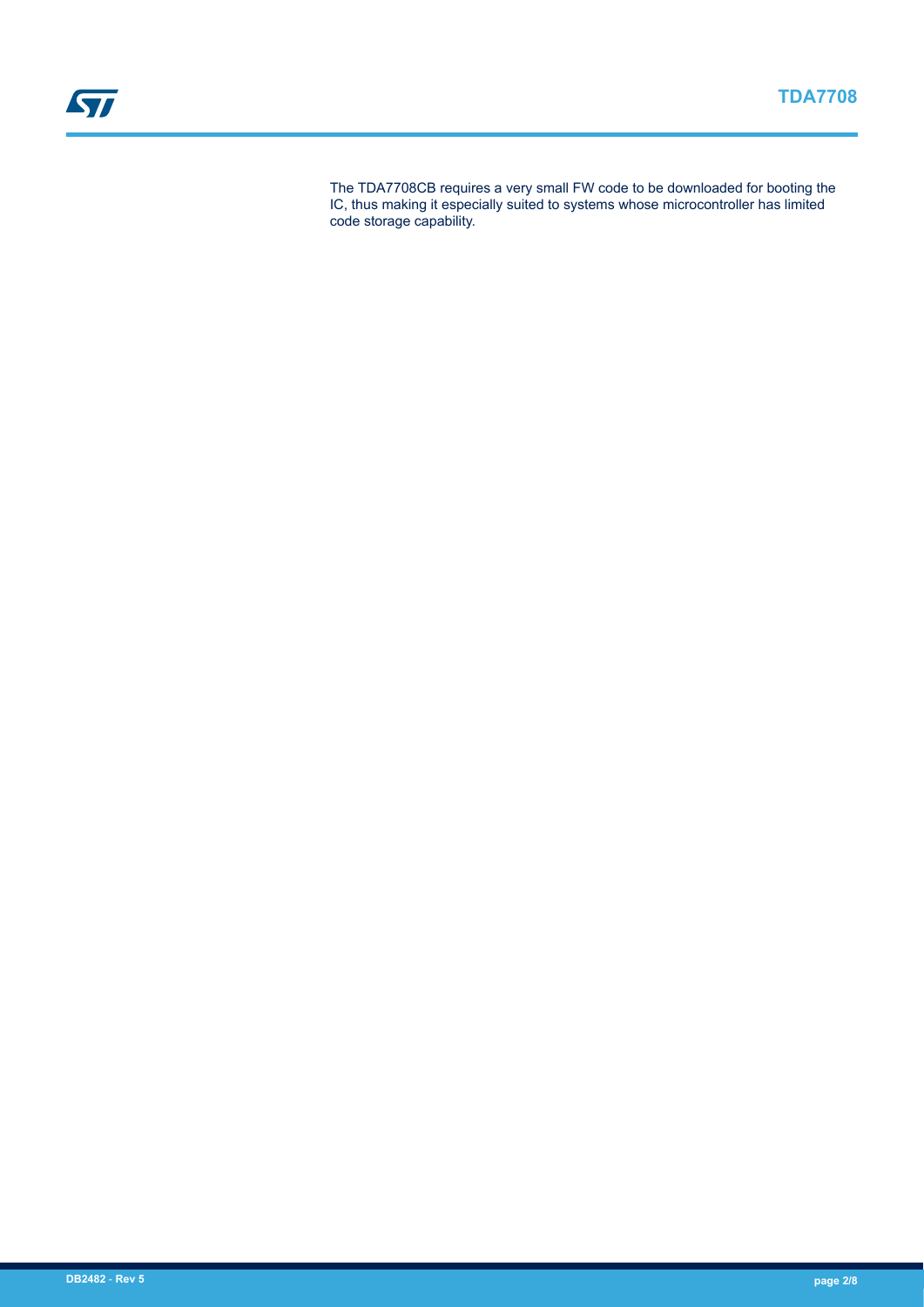The TDA7708CB requires a very small FW code to be downloaded for booting the IC, thus making it especially suited to systems whose microcontroller has limited code storage capability.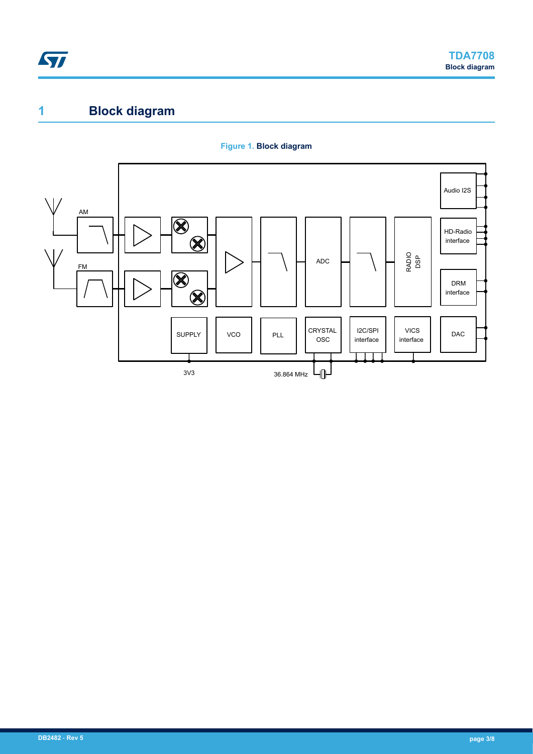# 1 Block diagram

**Figure 1. Block diagram**

AM

FM

ADC

RADIO DSP

Audio I2S

HD-Radio interface

DRM interface

SUPPLY

VCO

PLL

CRYSTAL OSC

I2C/SPI interface

VICS interface

DAC

3V3

36.864 MHz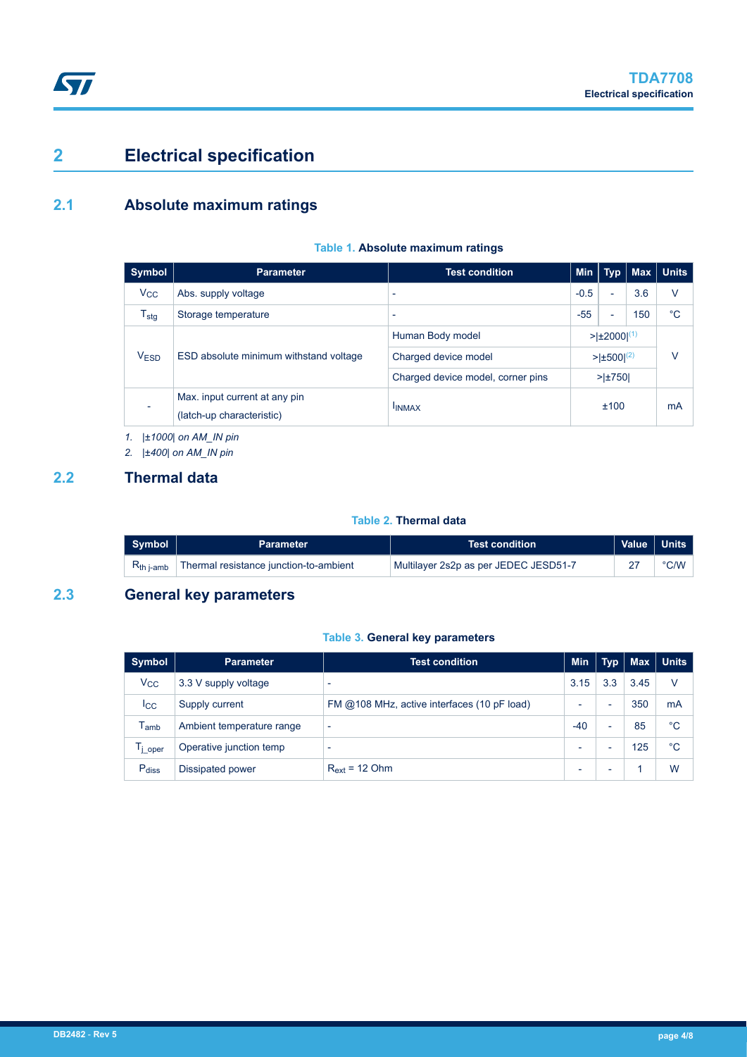# 2 Electrical specification

## 2.1 Absolute maximum ratings

**Table 1. Absolute maximum ratings**

| Symbol | Parameter | Test condition | Min | Typ | Max | Units |
|---|---|---|---|---|---|---|
| $V_{CC}$ | Abs. supply voltage | - | -0.5 | - | 3.6 | V |
| $T_{stg}$ | Storage temperature | - | -55 | - | 150 | °C |
| $V_{ESD}$ | ESD absolute minimum withstand voltage | Human Body model | >\|±2000\|(1) | | | V |
| | | Charged device model | >\|±500\|(2) | | | |
| | | Charged device model, corner pins | >\|±750\| | | | |
| - | Max. input current at any pin (latch-up characteristic) | $I_{INMAX}$ | ±100 | | | mA |

1. *|±1000| on AM_IN pin*
2. *|±400| on AM_IN pin*

## 2.2 Thermal data

**Table 2. Thermal data**

| Symbol | Parameter | Test condition | Value | Units |
|---|---|---|---|---|
| $R_{th\ j\text{-}amb}$ | Thermal resistance junction-to-ambient | Multilayer 2s2p as per JEDEC JESD51-7 | 27 | °C/W |

## 2.3 General key parameters

**Table 3. General key parameters**

| Symbol | Parameter | Test condition | Min | Typ | Max | Units |
|---|---|---|---|---|---|---|
| $V_{CC}$ | 3.3 V supply voltage | - | 3.15 | 3.3 | 3.45 | V |
| $I_{CC}$ | Supply current | FM @108 MHz, active interfaces (10 pF load) | - | - | 350 | mA |
| $T_{amb}$ | Ambient temperature range | - | -40 | - | 85 | °C |
| $T_{j\_oper}$ | Operative junction temp | - | - | - | 125 | °C |
| $P_{diss}$ | Dissipated power | $R_{ext}$ = 12 Ohm | - | - | 1 | W |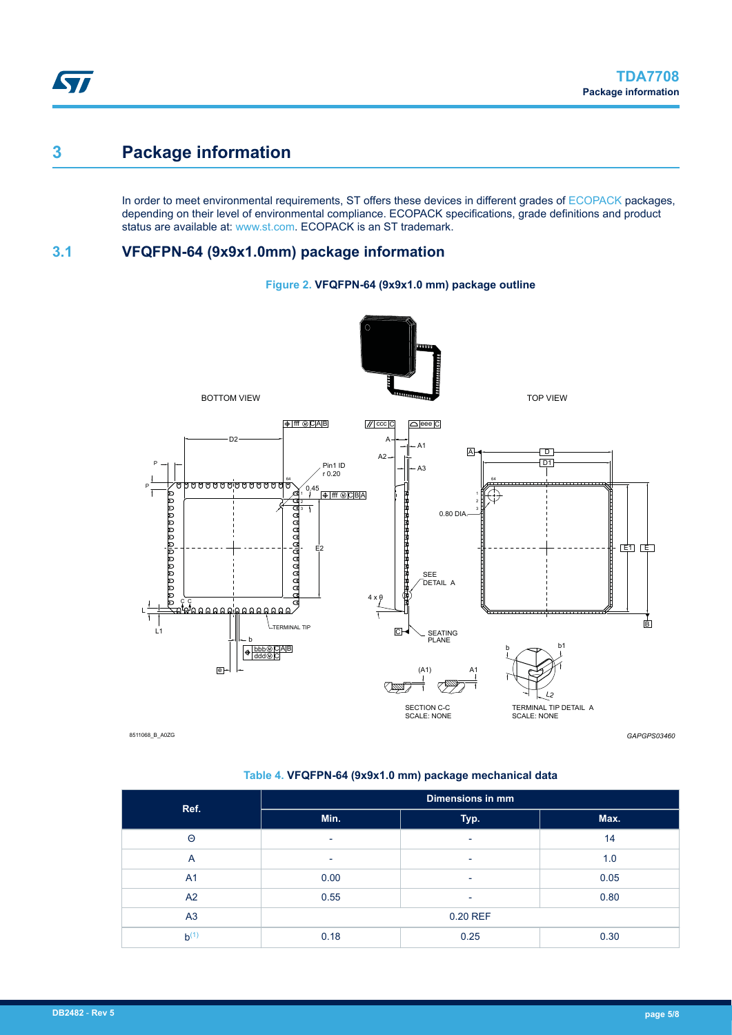# 3 Package information

In order to meet environmental requirements, ST offers these devices in different grades of ECOPACK packages, depending on their level of environmental compliance. ECOPACK specifications, grade definitions and product status are available at: www.st.com. ECOPACK is an ST trademark.

## 3.1 VFQFPN-64 (9x9x1.0mm) package information

**Figure 2. VFQFPN-64 (9x9x1.0 mm) package outline**

**Table 4. VFQFPN-64 (9x9x1.0 mm) package mechanical data**

| Ref. | Dimensions in mm | | |
|---|---|---|---|
| | Min. | Typ. | Max. |
| Θ | - | - | 14 |
| A | - | - | 1.0 |
| A1 | 0.00 | - | 0.05 |
| A2 | 0.55 | - | 0.80 |
| A3 | 0.20 REF | | |
| b[(1)] | 0.18 | 0.25 | 0.30 |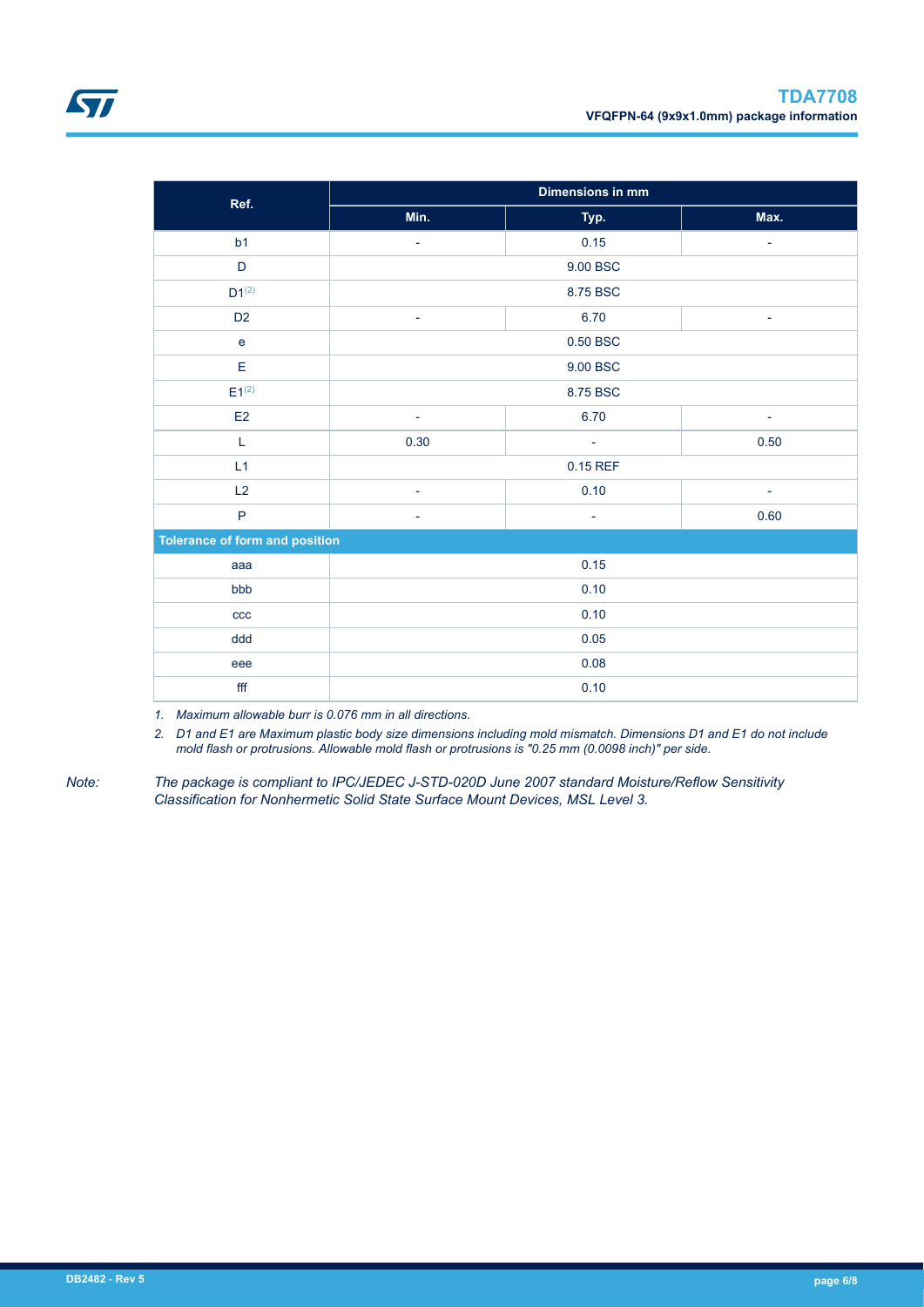| Ref. | Dimensions in mm | | |
|---|---|---|---|
| | Min. | Typ. | Max. |
| b1 | - | 0.15 | - |
| D | 9.00 BSC | | |
| D1[(2)] | 8.75 BSC | | |
| D2 | - | 6.70 | - |
| e | 0.50 BSC | | |
| E | 9.00 BSC | | |
| E1[(2)] | 8.75 BSC | | |
| E2 | - | 6.70 | - |
| L | 0.30 | - | 0.50 |
| L1 | 0.15 REF | | |
| L2 | - | 0.10 | - |
| P | - | - | 0.60 |
| **Tolerance of form and position** | | | |
| aaa | 0.15 | | |
| bbb | 0.10 | | |
| ccc | 0.10 | | |
| ddd | 0.05 | | |
| eee | 0.08 | | |
| fff | 0.10 | | |

1. *Maximum allowable burr is 0.076 mm in all directions.*
2. *D1 and E1 are Maximum plastic body size dimensions including mold mismatch. Dimensions D1 and E1 do not include mold flash or protrusions. Allowable mold flash or protrusions is "0.25 mm (0.0098 inch)" per side.*

*Note: The package is compliant to IPC/JEDEC J-STD-020D June 2007 standard Moisture/Reflow Sensitivity Classification for Nonhermetic Solid State Surface Mount Devices, MSL Level 3.*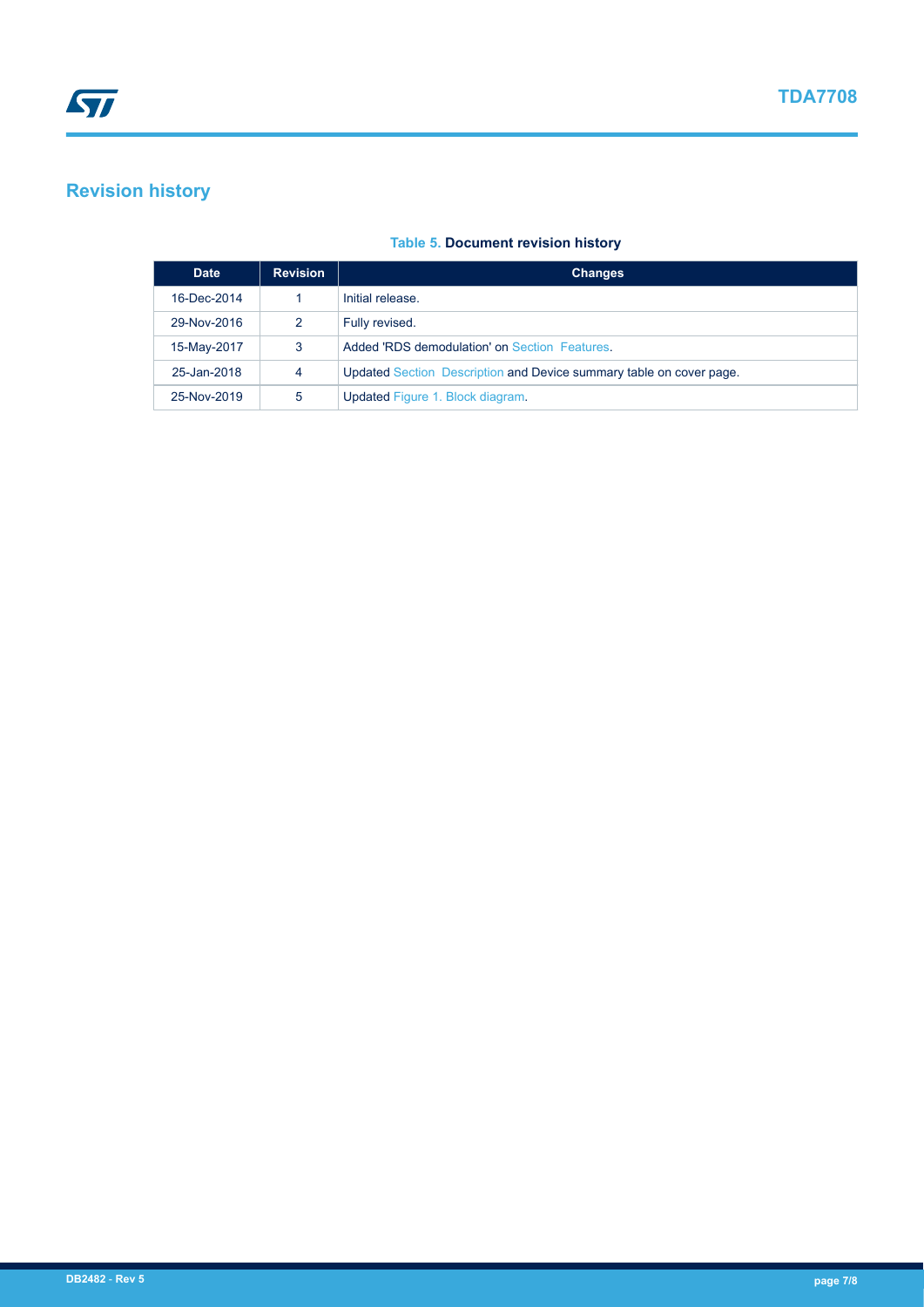## Revision history

**Table 5. Document revision history**

| Date | Revision | Changes |
| --- | --- | --- |
| 16-Dec-2014 | 1 | Initial release. |
| 29-Nov-2016 | 2 | Fully revised. |
| 15-May-2017 | 3 | Added 'RDS demodulation' on Section Features. |
| 25-Jan-2018 | 4 | Updated Section Description and Device summary table on cover page. |
| 25-Nov-2019 | 5 | Updated Figure 1. Block diagram. |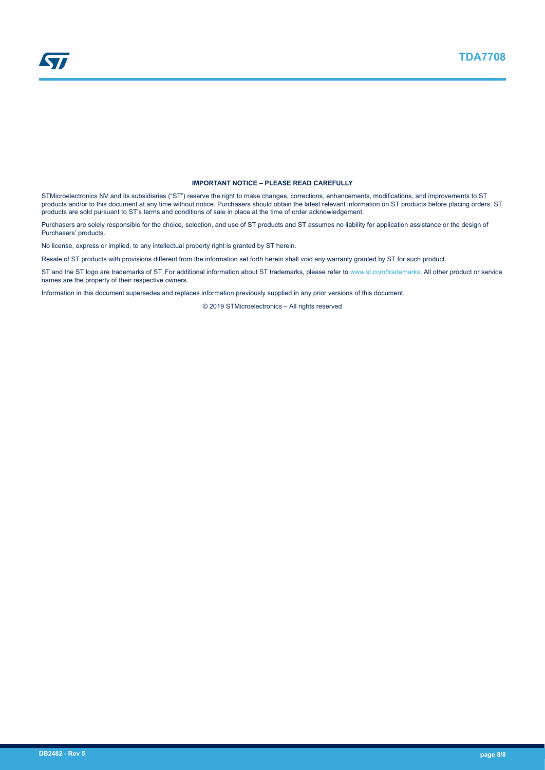**IMPORTANT NOTICE – PLEASE READ CAREFULLY**

STMicroelectronics NV and its subsidiaries ("ST") reserve the right to make changes, corrections, enhancements, modifications, and improvements to ST products and/or to this document at any time without notice. Purchasers should obtain the latest relevant information on ST products before placing orders. ST products are sold pursuant to ST's terms and conditions of sale in place at the time of order acknowledgement.

Purchasers are solely responsible for the choice, selection, and use of ST products and ST assumes no liability for application assistance or the design of Purchasers' products.

No license, express or implied, to any intellectual property right is granted by ST herein.

Resale of ST products with provisions different from the information set forth herein shall void any warranty granted by ST for such product.

ST and the ST logo are trademarks of ST. For additional information about ST trademarks, please refer to www.st.com/trademarks. All other product or service names are the property of their respective owners.

Information in this document supersedes and replaces information previously supplied in any prior versions of this document.

© 2019 STMicroelectronics – All rights reserved